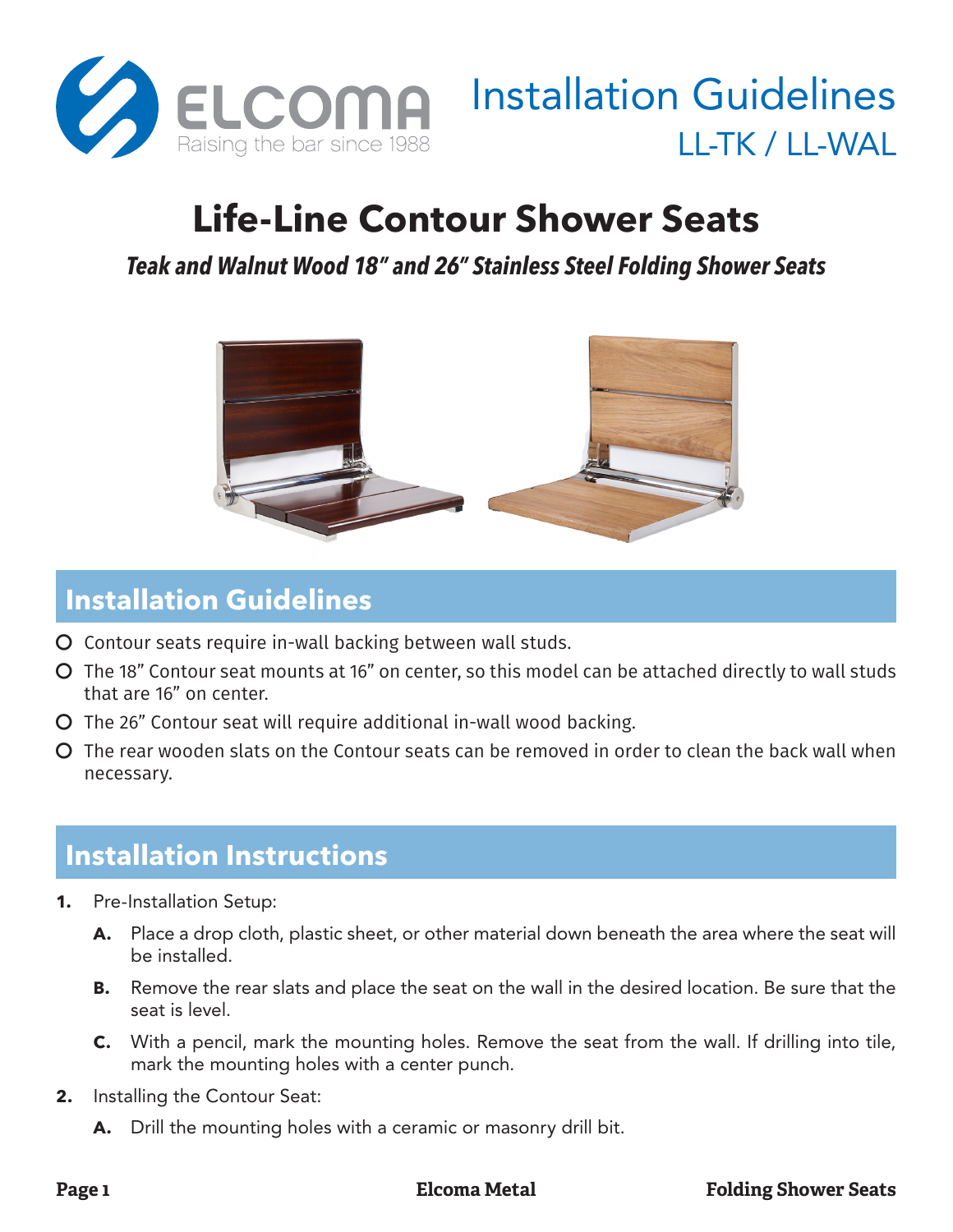# ELCOMA

Raising the bar since 1988

# Installation Guidelines

LL-TK / LL-WAL

# Life-Line Contour Shower Seats

***Teak and Walnut Wood 18" and 26" Stainless Steel Folding Shower Seats***

## Installation Guidelines

- Contour seats require in-wall backing between wall studs.
- The 18" Contour seat mounts at 16" on center, so this model can be attached directly to wall studs that are 16" on center.
- The 26" Contour seat will require additional in-wall wood backing.
- The rear wooden slats on the Contour seats can be removed in order to clean the back wall when necessary.

## Installation Instructions

1. Pre-Installation Setup:
   - **A.** Place a drop cloth, plastic sheet, or other material down beneath the area where the seat will be installed.
   - **B.** Remove the rear slats and place the seat on the wall in the desired location. Be sure that the seat is level.
   - **C.** With a pencil, mark the mounting holes. Remove the seat from the wall. If drilling into tile, mark the mounting holes with a center punch.
2. Installing the Contour Seat:
   - **A.** Drill the mounting holes with a ceramic or masonry drill bit.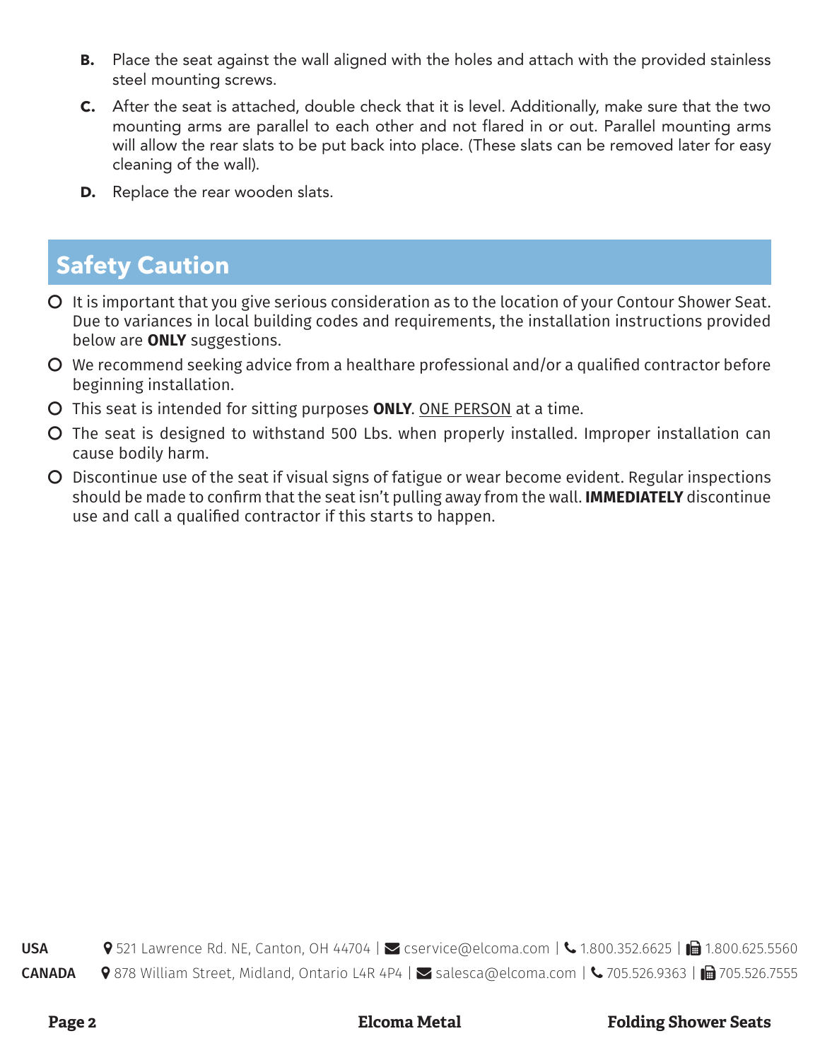**B.** Place the seat against the wall aligned with the holes and attach with the provided stainless steel mounting screws.

**C.** After the seat is attached, double check that it is level. Additionally, make sure that the two mounting arms are parallel to each other and not flared in or out. Parallel mounting arms will allow the rear slats to be put back into place. (These slats can be removed later for easy cleaning of the wall).

**D.** Replace the rear wooden slats.

## Safety Caution

- It is important that you give serious consideration as to the location of your Contour Shower Seat. Due to variances in local building codes and requirements, the installation instructions provided below are **ONLY** suggestions.
- We recommend seeking advice from a healthare professional and/or a qualified contractor before beginning installation.
- This seat is intended for sitting purposes **ONLY**. <u>ONE PERSON</u> at a time.
- The seat is designed to withstand 500 Lbs. when properly installed. Improper installation can cause bodily harm.
- Discontinue use of the seat if visual signs of fatigue or wear become evident. Regular inspections should be made to confirm that the seat isn't pulling away from the wall. **IMMEDIATELY** discontinue use and call a qualified contractor if this starts to happen.

**USA** 521 Lawrence Rd. NE, Canton, OH 44704 | cservice@elcoma.com | 1.800.352.6625 | 1.800.625.5560

**CANADA** 878 William Street, Midland, Ontario L4R 4P4 | salesca@elcoma.com | 705.526.9363 | 705.526.7555